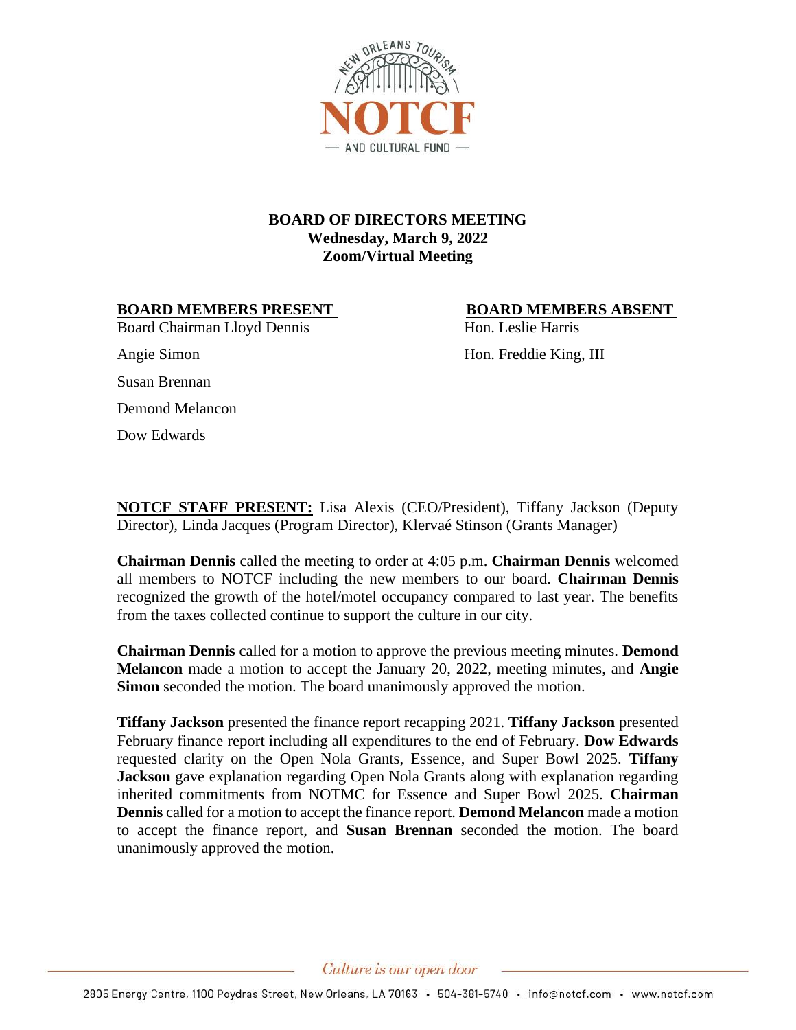NEW ORLEANS TOURISM

# NOTCF

AND CULTURAL FUND

**BOARD OF DIRECTORS MEETING**
**Wednesday, March 9, 2022**
**Zoom/Virtual Meeting**

| BOARD MEMBERS PRESENT | BOARD MEMBERS ABSENT |
|---|---|
| Board Chairman Lloyd Dennis | Hon. Leslie Harris |
| Angie Simon | Hon. Freddie King, III |
| Susan Brennan | |
| Demond Melancon | |
| Dow Edwards | |

**NOTCF STAFF PRESENT:** Lisa Alexis (CEO/President), Tiffany Jackson (Deputy Director), Linda Jacques (Program Director), Klervaé Stinson (Grants Manager)

**Chairman Dennis** called the meeting to order at 4:05 p.m. **Chairman Dennis** welcomed all members to NOTCF including the new members to our board. **Chairman Dennis** recognized the growth of the hotel/motel occupancy compared to last year. The benefits from the taxes collected continue to support the culture in our city.

**Chairman Dennis** called for a motion to approve the previous meeting minutes. **Demond Melancon** made a motion to accept the January 20, 2022, meeting minutes, and **Angie Simon** seconded the motion. The board unanimously approved the motion.

**Tiffany Jackson** presented the finance report recapping 2021. **Tiffany Jackson** presented February finance report including all expenditures to the end of February. **Dow Edwards** requested clarity on the Open Nola Grants, Essence, and Super Bowl 2025. **Tiffany Jackson** gave explanation regarding Open Nola Grants along with explanation regarding inherited commitments from NOTMC for Essence and Super Bowl 2025. **Chairman Dennis** called for a motion to accept the finance report. **Demond Melancon** made a motion to accept the finance report, and **Susan Brennan** seconded the motion. The board unanimously approved the motion.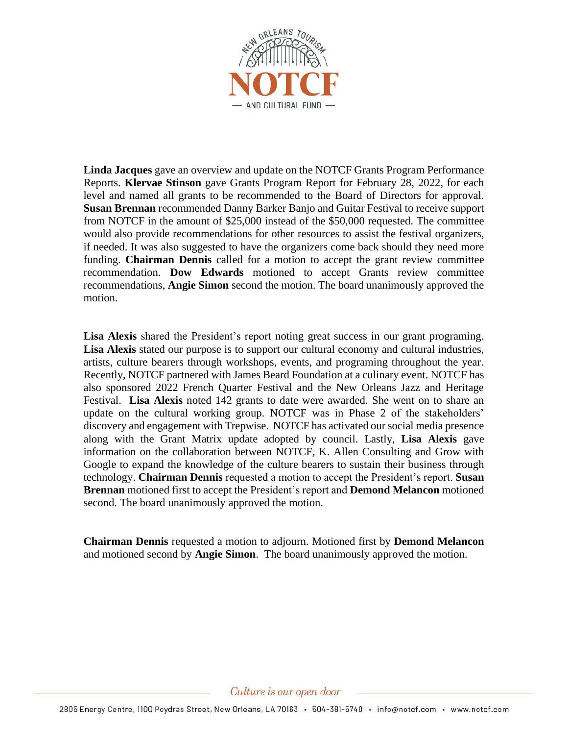**Linda Jacques** gave an overview and update on the NOTCF Grants Program Performance Reports. **Klervae Stinson** gave Grants Program Report for February 28, 2022, for each level and named all grants to be recommended to the Board of Directors for approval. **Susan Brennan** recommended Danny Barker Banjo and Guitar Festival to receive support from NOTCF in the amount of $25,000 instead of the $50,000 requested. The committee would also provide recommendations for other resources to assist the festival organizers, if needed. It was also suggested to have the organizers come back should they need more funding. **Chairman Dennis** called for a motion to accept the grant review committee recommendation. **Dow Edwards** motioned to accept Grants review committee recommendations, **Angie Simon** second the motion. The board unanimously approved the motion.

**Lisa Alexis** shared the President's report noting great success in our grant programing. **Lisa Alexis** stated our purpose is to support our cultural economy and cultural industries, artists, culture bearers through workshops, events, and programing throughout the year. Recently, NOTCF partnered with James Beard Foundation at a culinary event. NOTCF has also sponsored 2022 French Quarter Festival and the New Orleans Jazz and Heritage Festival. **Lisa Alexis** noted 142 grants to date were awarded. She went on to share an update on the cultural working group. NOTCF was in Phase 2 of the stakeholders' discovery and engagement with Trepwise. NOTCF has activated our social media presence along with the Grant Matrix update adopted by council. Lastly, **Lisa Alexis** gave information on the collaboration between NOTCF, K. Allen Consulting and Grow with Google to expand the knowledge of the culture bearers to sustain their business through technology. **Chairman Dennis** requested a motion to accept the President's report. **Susan Brennan** motioned first to accept the President's report and **Demond Melancon** motioned second. The board unanimously approved the motion.

**Chairman Dennis** requested a motion to adjourn. Motioned first by **Demond Melancon** and motioned second by **Angie Simon**. The board unanimously approved the motion.